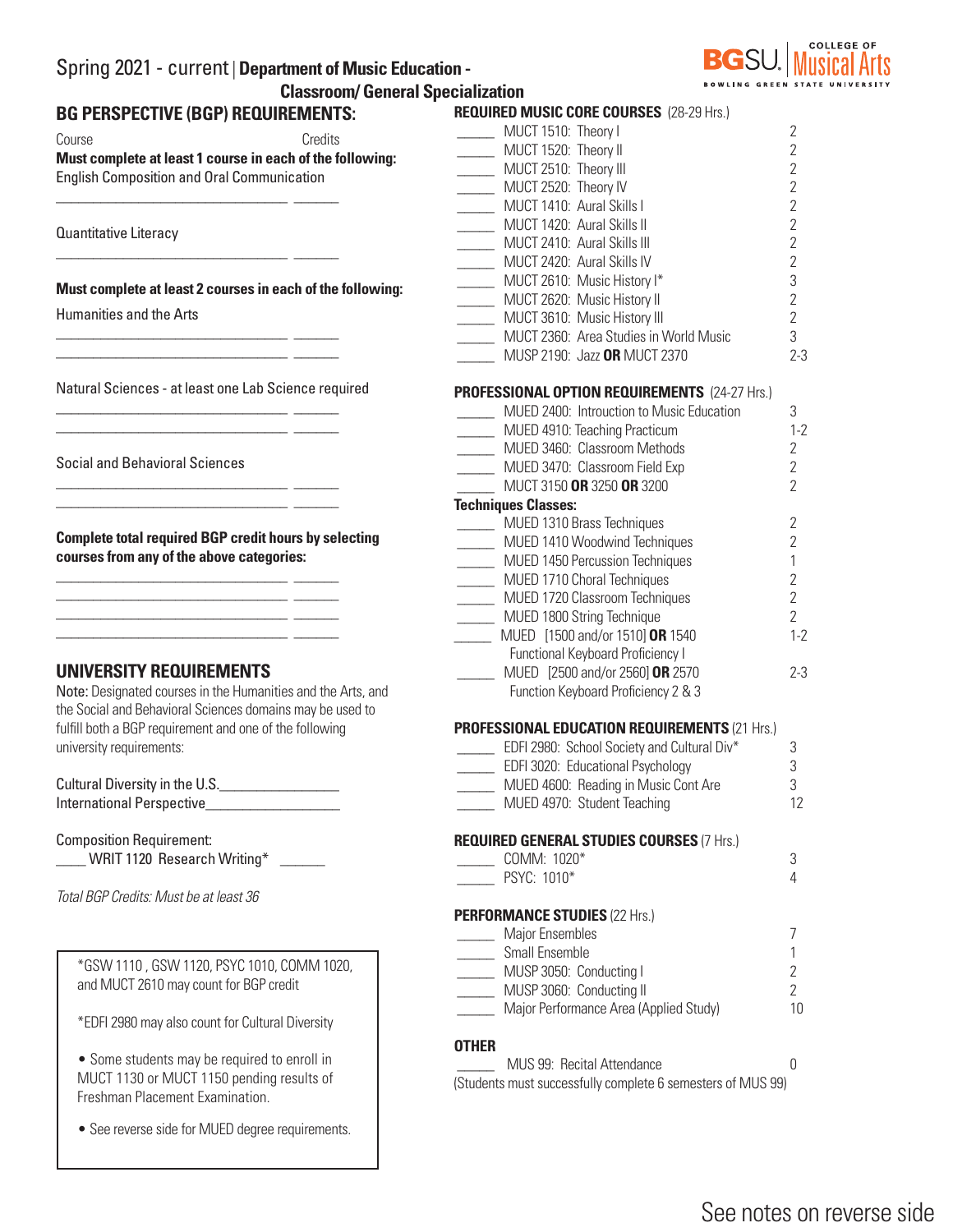# Spring 2021 - current | Department of Music Education - Classroom/ General Specialization

BGSU. College of Musical Arts — Bowling Green State University

## BG PERSPECTIVE (BGP) REQUIREMENTS:

Course — Credits

**Must complete at least 1 course in each of the following:**

English Composition and Oral Communication

_______________________________ ______

Quantitative Literacy

_______________________________ ______

**Must complete at least 2 courses in each of the following:**

Humanities and the Arts

_______________________________ ______
_______________________________ ______

Natural Sciences - at least one Lab Science required

_______________________________ ______
_______________________________ ______

Social and Behavioral Sciences

_______________________________ ______
_______________________________ ______

**Complete total required BGP credit hours by selecting courses from any of the above categories:**

_______________________________ ______
_______________________________ ______
_______________________________ ______
_______________________________ ______

## UNIVERSITY REQUIREMENTS

Note: Designated courses in the Humanities and the Arts, and the Social and Behavioral Sciences domains may be used to fulfill both a BGP requirement and one of the following university requirements:

Cultural Diversity in the U.S.________________
International Perspective_________________

Composition Requirement:
____ WRIT 1120 Research Writing* ______

*Total BGP Credits: Must be at least 36*

> *GSW 1110 , GSW 1120, PSYC 1010, COMM 1020, and MUCT 2610 may count for BGP credit
>
> *EDFI 2980 may also count for Cultural Diversity
>
> • Some students may be required to enroll in MUCT 1130 or MUCT 1150 pending results of Freshman Placement Examination.
>
> • See reverse side for MUED degree requirements.

## REQUIRED MUSIC CORE COURSES (28-29 Hrs.)

| | Course | Hrs. |
|---|---|---|
| _____ | MUCT 1510: Theory I | 2 |
| _____ | MUCT 1520: Theory II | 2 |
| _____ | MUCT 2510: Theory III | 2 |
| _____ | MUCT 2520: Theory IV | 2 |
| _____ | MUCT 1410: Aural Skills I | 2 |
| _____ | MUCT 1420: Aural Skills II | 2 |
| _____ | MUCT 2410: Aural Skills III | 2 |
| _____ | MUCT 2420: Aural Skills IV | 2 |
| _____ | MUCT 2610: Music History I* | 3 |
| _____ | MUCT 2620: Music History II | 2 |
| _____ | MUCT 3610: Music History III | 2 |
| _____ | MUCT 2360: Area Studies in World Music | 3 |
| _____ | MUSP 2190: Jazz **OR** MUCT 2370 | 2-3 |

## PROFESSIONAL OPTION REQUIREMENTS (24-27 Hrs.)

| | Course | Hrs. |
|---|---|---|
| _____ | MUED 2400: Introction to Music Education | 3 |
| _____ | MUED 4910: Teaching Practicum | 1-2 |
| _____ | MUED 3460: Classroom Methods | 2 |
| _____ | MUED 3470: Classroom Field Exp | 2 |
| _____ | MUCT 3150 **OR** 3250 **OR** 3200 | 2 |
| | **Techniques Classes:** | |
| _____ | MUED 1310 Brass Techniques | 2 |
| _____ | MUED 1410 Woodwind Techniques | 2 |
| _____ | MUED 1450 Percussion Techniques | 1 |
| _____ | MUED 1710 Choral Techniques | 2 |
| _____ | MUED 1720 Classroom Techniques | 2 |
| _____ | MUED 1800 String Technique | 2 |
| _____ | MUED [1500 and/or 1510] **OR** 1540 Functional Keyboard Proficiency I | 1-2 |
| _____ | MUED [2500 and/or 2560] **OR** 2570 Function Keyboard Proficiency 2 & 3 | 2-3 |

## PROFESSIONAL EDUCATION REQUIREMENTS (21 Hrs.)

| | Course | Hrs. |
|---|---|---|
| _____ | EDFI 2980: School Society and Cultural Div* | 3 |
| _____ | EDFI 3020: Educational Psychology | 3 |
| _____ | MUED 4600: Reading in Music Cont Are | 3 |
| _____ | MUED 4970: Student Teaching | 12 |

## REQUIRED GENERAL STUDIES COURSES (7 Hrs.)

| | Course | Hrs. |
|---|---|---|
| _____ | COMM: 1020* | 3 |
| _____ | PSYC: 1010* | 4 |

## PERFORMANCE STUDIES (22 Hrs.)

| | Course | Hrs. |
|---|---|---|
| _____ | Major Ensembles | 7 |
| _____ | Small Ensemble | 1 |
| _____ | MUSP 3050: Conducting I | 2 |
| _____ | MUSP 3060: Conducting II | 2 |
| _____ | Major Performance Area (Applied Study) | 10 |

## OTHER

| | Course | Hrs. |
|---|---|---|
| _____ | MUS 99: Recital Attendance | 0 |

(Students must successfully complete 6 semesters of MUS 99)

See notes on reverse side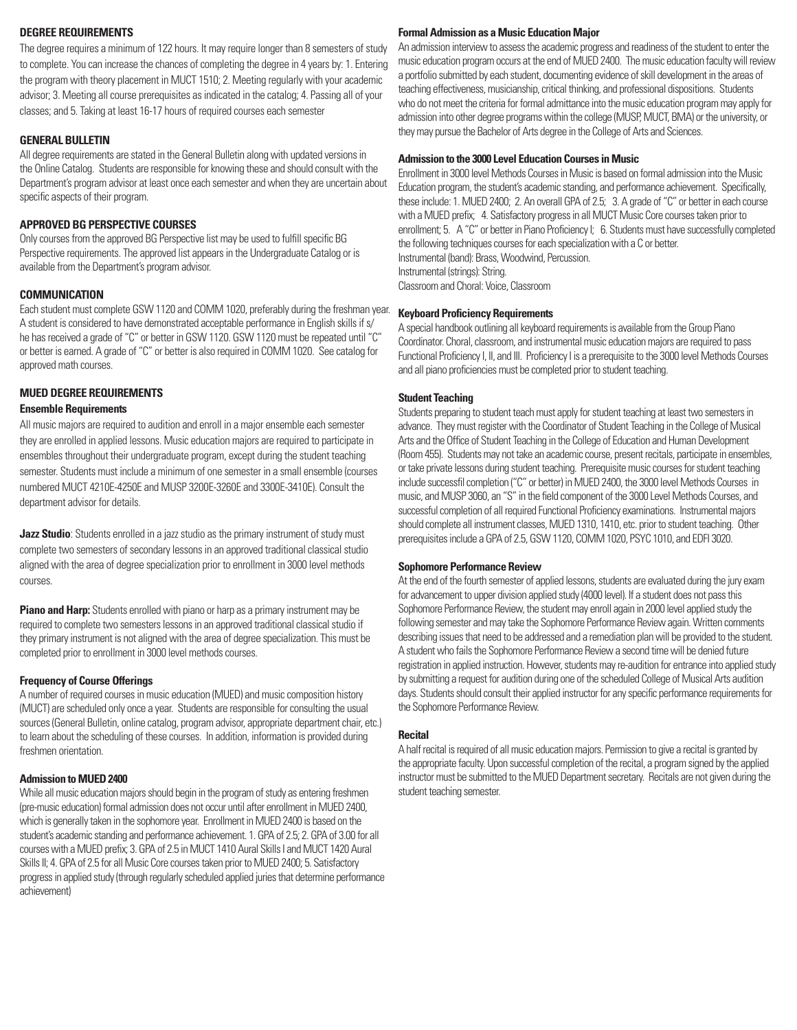## DEGREE REQUIREMENTS

The degree requires a minimum of 122 hours. It may require longer than 8 semesters of study to complete. You can increase the chances of completing the degree in 4 years by: 1. Entering the program with theory placement in MUCT 1510; 2. Meeting regularly with your academic advisor; 3. Meeting all course prerequisites as indicated in the catalog; 4. Passing all of your classes; and 5. Taking at least 16-17 hours of required courses each semester

## GENERAL BULLETIN

All degree requirements are stated in the General Bulletin along with updated versions in the Online Catalog. Students are responsible for knowing these and should consult with the Department's program advisor at least once each semester and when they are uncertain about specific aspects of their program.

## APPROVED BG PERSPECTIVE COURSES

Only courses from the approved BG Perspective list may be used to fulfill specific BG Perspective requirements. The approved list appears in the Undergraduate Catalog or is available from the Department's program advisor.

## COMMUNICATION

Each student must complete GSW 1120 and COMM 1020, preferably during the freshman year. A student is considered to have demonstrated acceptable performance in English skills if s/he has received a grade of "C" or better in GSW 1120. GSW 1120 must be repeated until "C" or better is earned. A grade of "C" or better is also required in COMM 1020. See catalog for approved math courses.

## MUED DEGREE REQUIREMENTS

### Ensemble Requirements

All music majors are required to audition and enroll in a major ensemble each semester they are enrolled in applied lessons. Music education majors are required to participate in ensembles throughout their undergraduate program, except during the student teaching semester. Students must include a minimum of one semester in a small ensemble (courses numbered MUCT 4210E-4250E and MUSP 3200E-3260E and 3300E-3410E). Consult the department advisor for details.

**Jazz Studio**: Students enrolled in a jazz studio as the primary instrument of study must complete two semesters of secondary lessons in an approved traditional classical studio aligned with the area of degree specialization prior to enrollment in 3000 level methods courses.

**Piano and Harp:** Students enrolled with piano or harp as a primary instrument may be required to complete two semesters lessons in an approved traditional classical studio if they primary instrument is not aligned with the area of degree specialization. This must be completed prior to enrollment in 3000 level methods courses.

### Frequency of Course Offerings

A number of required courses in music education (MUED) and music composition history (MUCT) are scheduled only once a year. Students are responsible for consulting the usual sources (General Bulletin, online catalog, program advisor, appropriate department chair, etc.) to learn about the scheduling of these courses. In addition, information is provided during freshmen orientation.

### Admission to MUED 2400

While all music education majors should begin in the program of study as entering freshmen (pre-music education) formal admission does not occur until after enrollment in MUED 2400, which is generally taken in the sophomore year. Enrollment in MUED 2400 is based on the student's academic standing and performance achievement. 1. GPA of 2.5; 2. GPA of 3.00 for all courses with a MUED prefix; 3. GPA of 2.5 in MUCT 1410 Aural Skills I and MUCT 1420 Aural Skills II; 4. GPA of 2.5 for all Music Core courses taken prior to MUED 2400; 5. Satisfactory progress in applied study (through regularly scheduled applied juries that determine performance achievement)

### Formal Admission as a Music Education Major

An admission interview to assess the academic progress and readiness of the student to enter the music education program occurs at the end of MUED 2400. The music education faculty will review a portfolio submitted by each student, documenting evidence of skill development in the areas of teaching effectiveness, musicianship, critical thinking, and professional dispositions. Students who do not meet the criteria for formal admittance into the music education program may apply for admission into other degree programs within the college (MUSP, MUCT, BMA) or the university, or they may pursue the Bachelor of Arts degree in the College of Arts and Sciences.

### Admission to the 3000 Level Education Courses in Music

Enrollment in 3000 level Methods Courses in Music is based on formal admission into the Music Education program, the student's academic standing, and performance achievement. Specifically, these include: 1. MUED 2400; 2. An overall GPA of 2.5; 3. A grade of "C" or better in each course with a MUED prefix; 4. Satisfactory progress in all MUCT Music Core courses taken prior to enrollment; 5. A "C" or better in Piano Proficiency I; 6. Students must have successfully completed the following techniques courses for each specialization with a C or better.
Instrumental (band): Brass, Woodwind, Percussion.
Instrumental (strings): String.
Classroom and Choral: Voice, Classroom

### Keyboard Proficiency Requirements

A special handbook outlining all keyboard requirements is available from the Group Piano Coordinator. Choral, classroom, and instrumental music education majors are required to pass Functional Proficiency I, II, and III. Proficiency I is a prerequisite to the 3000 level Methods Courses and all piano proficiencies must be completed prior to student teaching.

### Student Teaching

Students preparing to student teach must apply for student teaching at least two semesters in advance. They must register with the Coordinator of Student Teaching in the College of Musical Arts and the Office of Student Teaching in the College of Education and Human Development (Room 455). Students may not take an academic course, present recitals, participate in ensembles, or take private lessons during student teaching. Prerequisite music courses for student teaching include successfil completion ("C" or better) in MUED 2400, the 3000 level Methods Courses in music, and MUSP 3060, an "S" in the field component of the 3000 Level Methods Courses, and successful completion of all required Functional Proficiency examinations. Instrumental majors should complete all instrument classes, MUED 1310, 1410, etc. prior to student teaching. Other prerequisites include a GPA of 2.5, GSW 1120, COMM 1020, PSYC 1010, and EDFI 3020.

### Sophomore Performance Review

At the end of the fourth semester of applied lessons, students are evaluated during the jury exam for advancement to upper division applied study (4000 level). If a student does not pass this Sophomore Performance Review, the student may enroll again in 2000 level applied study the following semester and may take the Sophomore Performance Review again. Written comments describing issues that need to be addressed and a remediation plan will be provided to the student. A student who fails the Sophomore Performance Review a second time will be denied future registration in applied instruction. However, students may re-audition for entrance into applied study by submitting a request for audition during one of the scheduled College of Musical Arts audition days. Students should consult their applied instructor for any specific performance requirements for the Sophomore Performance Review.

### Recital

A half recital is required of all music education majors. Permission to give a recital is granted by the appropriate faculty. Upon successful completion of the recital, a program signed by the applied instructor must be submitted to the MUED Department secretary. Recitals are not given during the student teaching semester.